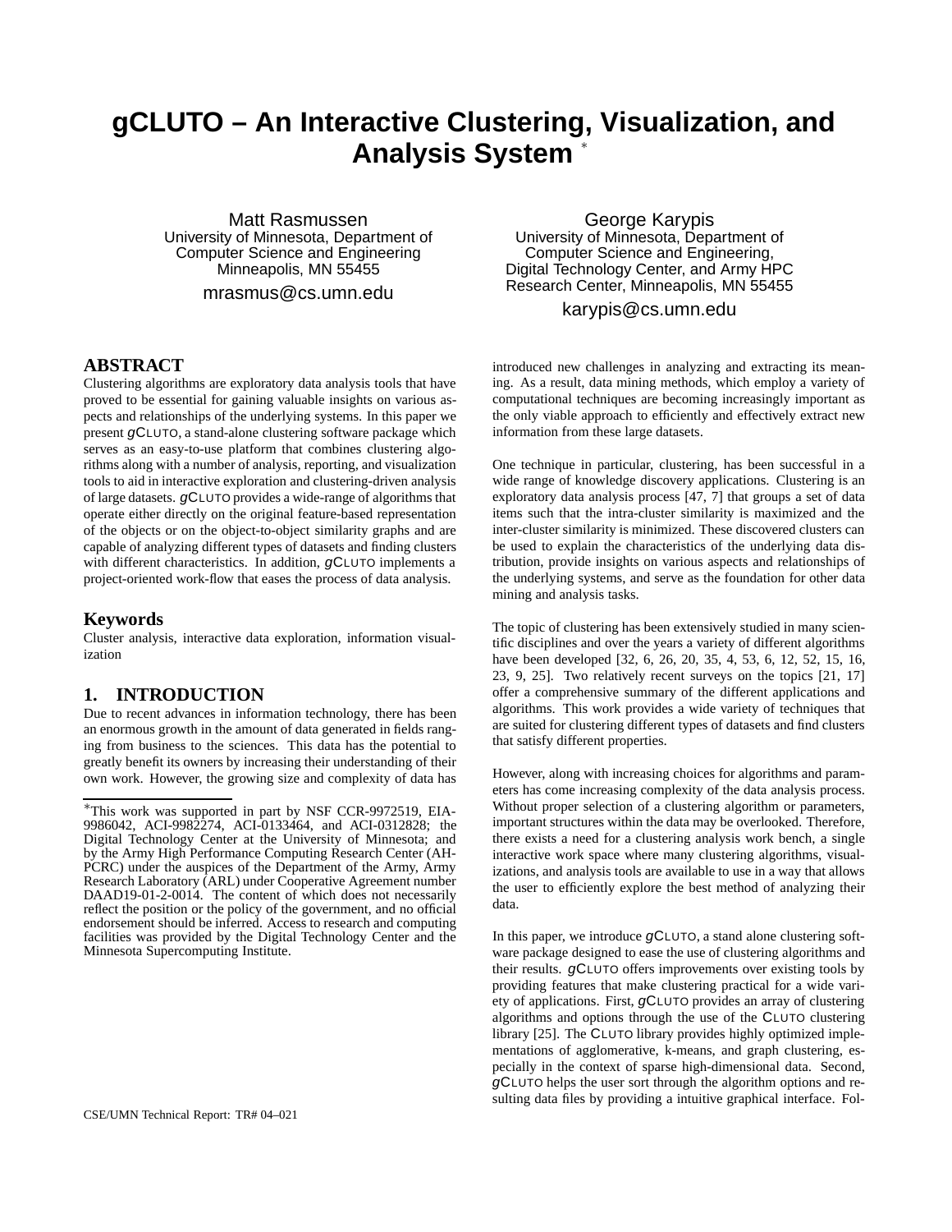# gCLUTO – An Interactive Clustering, Visualization, and Analysis System *

Matt Rasmussen
University of Minnesota, Department of Computer Science and Engineering
Minneapolis, MN 55455
mrasmus@cs.umn.edu

George Karypis
University of Minnesota, Department of Computer Science and Engineering,
Digital Technology Center, and Army HPC Research Center, Minneapolis, MN 55455
karypis@cs.umn.edu

## ABSTRACT

Clustering algorithms are exploratory data analysis tools that have proved to be essential for gaining valuable insights on various aspects and relationships of the underlying systems. In this paper we present *g*CLUTO, a stand-alone clustering software package which serves as an easy-to-use platform that combines clustering algorithms along with a number of analysis, reporting, and visualization tools to aid in interactive exploration and clustering-driven analysis of large datasets. *g*CLUTO provides a wide-range of algorithms that operate either directly on the original feature-based representation of the objects or on the object-to-object similarity graphs and are capable of analyzing different types of datasets and finding clusters with different characteristics. In addition, *g*CLUTO implements a project-oriented work-flow that eases the process of data analysis.

## Keywords

Cluster analysis, interactive data exploration, information visualization

## 1. INTRODUCTION

Due to recent advances in information technology, there has been an enormous growth in the amount of data generated in fields ranging from business to the sciences. This data has the potential to greatly benefit its owners by increasing their understanding of their own work. However, the growing size and complexity of data has introduced new challenges in analyzing and extracting its meaning. As a result, data mining methods, which employ a variety of computational techniques are becoming increasingly important as the only viable approach to efficiently and effectively extract new information from these large datasets.

One technique in particular, clustering, has been successful in a wide range of knowledge discovery applications. Clustering is an exploratory data analysis process [47, 7] that groups a set of data items such that the intra-cluster similarity is maximized and the inter-cluster similarity is minimized. These discovered clusters can be used to explain the characteristics of the underlying data distribution, provide insights on various aspects and relationships of the underlying systems, and serve as the foundation for other data mining and analysis tasks.

The topic of clustering has been extensively studied in many scientific disciplines and over the years a variety of different algorithms have been developed [32, 6, 26, 20, 35, 4, 53, 6, 12, 52, 15, 16, 23, 9, 25]. Two relatively recent surveys on the topics [21, 17] offer a comprehensive summary of the different applications and algorithms. This work provides a wide variety of techniques that are suited for clustering different types of datasets and find clusters that satisfy different properties.

However, along with increasing choices for algorithms and parameters has come increasing complexity of the data analysis process. Without proper selection of a clustering algorithm or parameters, important structures within the data may be overlooked. Therefore, there exists a need for a clustering analysis work bench, a single interactive work space where many clustering algorithms, visualizations, and analysis tools are available to use in a way that allows the user to efficiently explore the best method of analyzing their data.

In this paper, we introduce *g*CLUTO, a stand alone clustering software package designed to ease the use of clustering algorithms and their results. *g*CLUTO offers improvements over existing tools by providing features that make clustering practical for a wide variety of applications. First, *g*CLUTO provides an array of clustering algorithms and options through the use of the CLUTO clustering library [25]. The CLUTO library provides highly optimized implementations of agglomerative, k-means, and graph clustering, especially in the context of sparse high-dimensional data. Second, *g*CLUTO helps the user sort through the algorithm options and resulting data files by providing a intuitive graphical interface. Fol-

*This work was supported in part by NSF CCR-9972519, EIA-9986042, ACI-9982274, ACI-0133464, and ACI-0312828; the Digital Technology Center at the University of Minnesota; and by the Army High Performance Computing Research Center (AHPCRC) under the auspices of the Department of the Army, Army Research Laboratory (ARL) under Cooperative Agreement number DAAD19-01-2-0014. The content of which does not necessarily reflect the position or the policy of the government, and no official endorsement should be inferred. Access to research and computing facilities was provided by the Digital Technology Center and the Minnesota Supercomputing Institute.

CSE/UMN Technical Report: TR# 04–021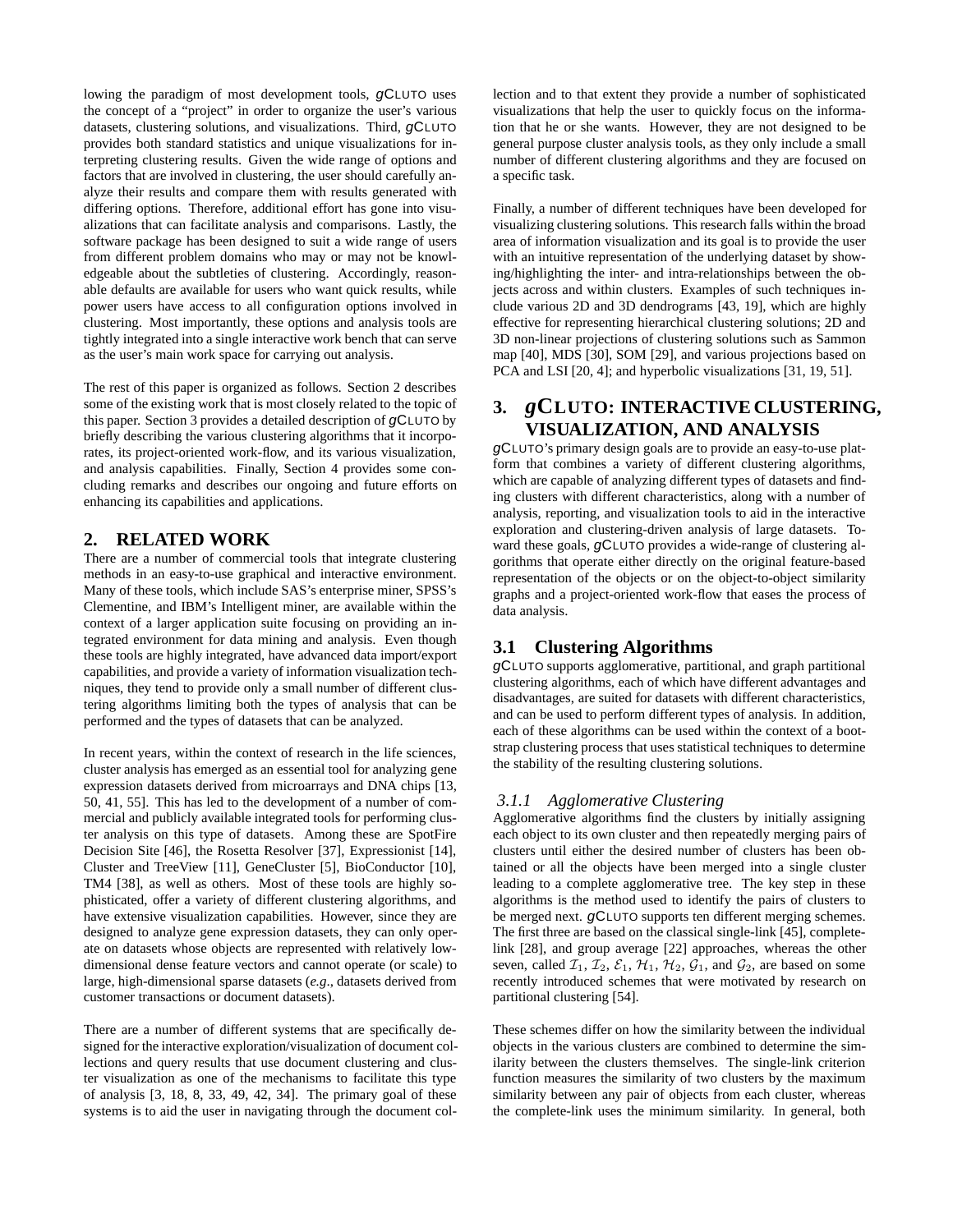lowing the paradigm of most development tools, *g*CLUTO uses the concept of a "project" in order to organize the user's various datasets, clustering solutions, and visualizations. Third, *g*CLUTO provides both standard statistics and unique visualizations for interpreting clustering results. Given the wide range of options and factors that are involved in clustering, the user should carefully analyze their results and compare them with results generated with differing options. Therefore, additional effort has gone into visualizations that can facilitate analysis and comparisons. Lastly, the software package has been designed to suit a wide range of users from different problem domains who may or may not be knowledgeable about the subtleties of clustering. Accordingly, reasonable defaults are available for users who want quick results, while power users have access to all configuration options involved in clustering. Most importantly, these options and analysis tools are tightly integrated into a single interactive work bench that can serve as the user's main work space for carrying out analysis.

The rest of this paper is organized as follows. Section 2 describes some of the existing work that is most closely related to the topic of this paper. Section 3 provides a detailed description of *g*CLUTO by briefly describing the various clustering algorithms that it incorporates, its project-oriented work-flow, and its various visualization, and analysis capabilities. Finally, Section 4 provides some concluding remarks and describes our ongoing and future efforts on enhancing its capabilities and applications.

## 2. RELATED WORK

There are a number of commercial tools that integrate clustering methods in an easy-to-use graphical and interactive environment. Many of these tools, which include SAS's enterprise miner, SPSS's Clementine, and IBM's Intelligent miner, are available within the context of a larger application suite focusing on providing an integrated environment for data mining and analysis. Even though these tools are highly integrated, have advanced data import/export capabilities, and provide a variety of information visualization techniques, they tend to provide only a small number of different clustering algorithms limiting both the types of analysis that can be performed and the types of datasets that can be analyzed.

In recent years, within the context of research in the life sciences, cluster analysis has emerged as an essential tool for analyzing gene expression datasets derived from microarrays and DNA chips [13, 50, 41, 55]. This has led to the development of a number of commercial and publicly available integrated tools for performing cluster analysis on this type of datasets. Among these are SpotFire Decision Site [46], the Rosetta Resolver [37], Expressionist [14], Cluster and TreeView [11], GeneCluster [5], BioConductor [10], TM4 [38], as well as others. Most of these tools are highly sophisticated, offer a variety of different clustering algorithms, and have extensive visualization capabilities. However, since they are designed to analyze gene expression datasets, they can only operate on datasets whose objects are represented with relatively low-dimensional dense feature vectors and cannot operate (or scale) to large, high-dimensional sparse datasets (*e.g.*, datasets derived from customer transactions or document datasets).

There are a number of different systems that are specifically designed for the interactive exploration/visualization of document collections and query results that use document clustering and cluster visualization as one of the mechanisms to facilitate this type of analysis [3, 18, 8, 33, 49, 42, 34]. The primary goal of these systems is to aid the user in navigating through the document collection and to that extent they provide a number of sophisticated visualizations that help the user to quickly focus on the information that he or she wants. However, they are not designed to be general purpose cluster analysis tools, as they only include a small number of different clustering algorithms and they are focused on a specific task.

Finally, a number of different techniques have been developed for visualizing clustering solutions. This research falls within the broad area of information visualization and its goal is to provide the user with an intuitive representation of the underlying dataset by showing/highlighting the inter- and intra-relationships between the objects across and within clusters. Examples of such techniques include various 2D and 3D dendrograms [43, 19], which are highly effective for representing hierarchical clustering solutions; 2D and 3D non-linear projections of clustering solutions such as Sammon map [40], MDS [30], SOM [29], and various projections based on PCA and LSI [20, 4]; and hyperbolic visualizations [31, 19, 51].

## 3. *g*CLUTO: INTERACTIVE CLUSTERING, VISUALIZATION, AND ANALYSIS

*g*CLUTO's primary design goals are to provide an easy-to-use platform that combines a variety of different clustering algorithms, which are capable of analyzing different types of datasets and finding clusters with different characteristics, along with a number of analysis, reporting, and visualization tools to aid in the interactive exploration and clustering-driven analysis of large datasets. Toward these goals, *g*CLUTO provides a wide-range of clustering algorithms that operate either directly on the original feature-based representation of the objects or on the object-to-object similarity graphs and a project-oriented work-flow that eases the process of data analysis.

### 3.1 Clustering Algorithms

*g*CLUTO supports agglomerative, partitional, and graph partitional clustering algorithms, each of which have different advantages and disadvantages, are suited for datasets with different characteristics, and can be used to perform different types of analysis. In addition, each of these algorithms can be used within the context of a bootstrap clustering process that uses statistical techniques to determine the stability of the resulting clustering solutions.

#### *3.1.1 Agglomerative Clustering*

Agglomerative algorithms find the clusters by initially assigning each object to its own cluster and then repeatedly merging pairs of clusters until either the desired number of clusters has been obtained or all the objects have been merged into a single cluster leading to a complete agglomerative tree. The key step in these algorithms is the method used to identify the pairs of clusters to be merged next. *g*CLUTO supports ten different merging schemes. The first three are based on the classical single-link [45], complete-link [28], and group average [22] approaches, whereas the other seven, called $\mathcal{I}_1$, $\mathcal{I}_2$, $\mathcal{E}_1$, $\mathcal{H}_1$, $\mathcal{H}_2$, $\mathcal{G}_1$, and $\mathcal{G}_2$, are based on some recently introduced schemes that were motivated by research on partitional clustering [54].

These schemes differ on how the similarity between the individual objects in the various clusters are combined to determine the similarity between the clusters themselves. The single-link criterion function measures the similarity of two clusters by the maximum similarity between any pair of objects from each cluster, whereas the complete-link uses the minimum similarity. In general, both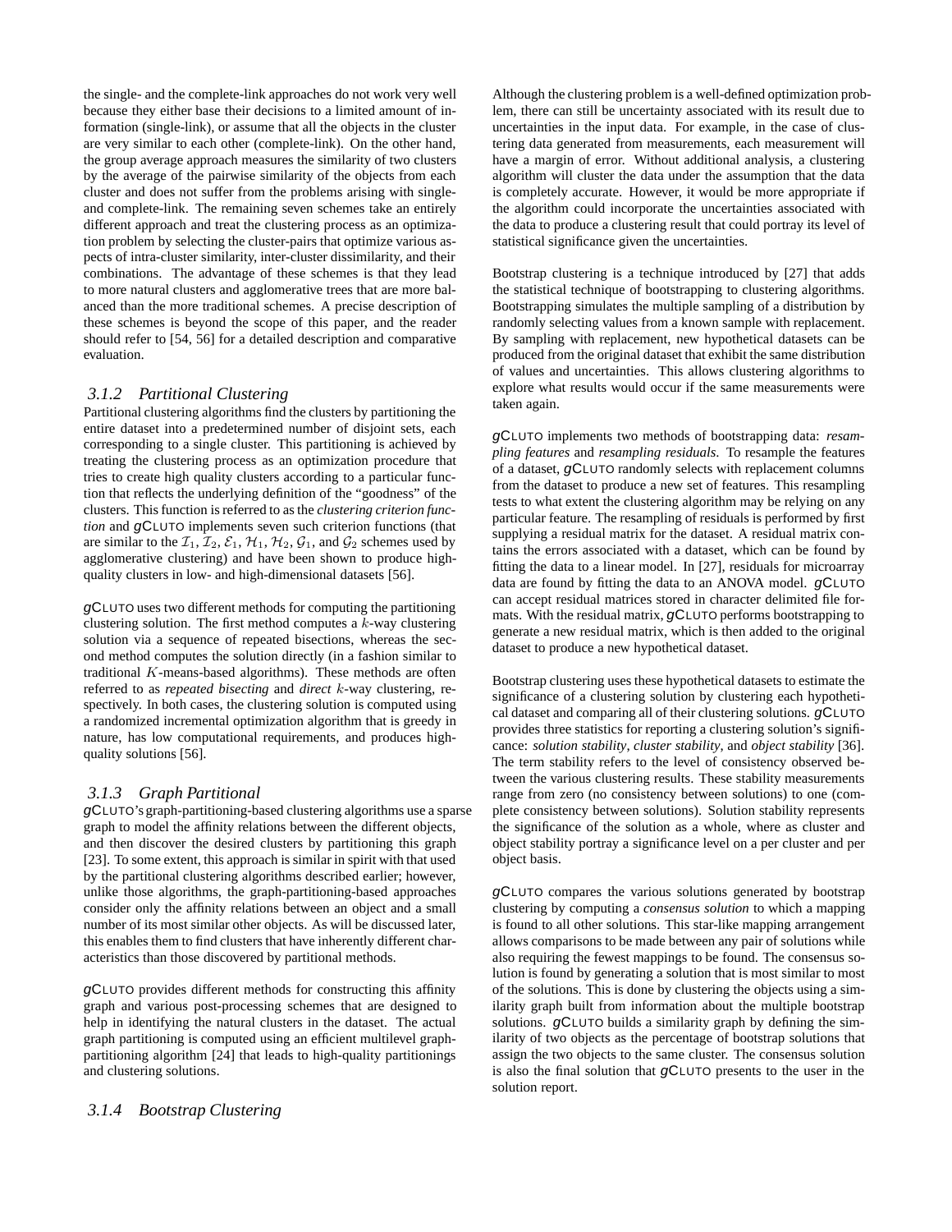the single- and the complete-link approaches do not work very well because they either base their decisions to a limited amount of information (single-link), or assume that all the objects in the cluster are very similar to each other (complete-link). On the other hand, the group average approach measures the similarity of two clusters by the average of the pairwise similarity of the objects from each cluster and does not suffer from the problems arising with single- and complete-link. The remaining seven schemes take an entirely different approach and treat the clustering process as an optimization problem by selecting the cluster-pairs that optimize various aspects of intra-cluster similarity, inter-cluster dissimilarity, and their combinations. The advantage of these schemes is that they lead to more natural clusters and agglomerative trees that are more balanced than the more traditional schemes. A precise description of these schemes is beyond the scope of this paper, and the reader should refer to [54, 56] for a detailed description and comparative evaluation.

### *3.1.2 Partitional Clustering*

Partitional clustering algorithms find the clusters by partitioning the entire dataset into a predetermined number of disjoint sets, each corresponding to a single cluster. This partitioning is achieved by treating the clustering process as an optimization procedure that tries to create high quality clusters according to a particular function that reflects the underlying definition of the "goodness" of the clusters. This function is referred to as the *clustering criterion function* and *g*CLUTO implements seven such criterion functions (that are similar to the $\mathcal{I}_1$, $\mathcal{I}_2$, $\mathcal{E}_1$, $\mathcal{H}_1$, $\mathcal{H}_2$, $\mathcal{G}_1$, and $\mathcal{G}_2$ schemes used by agglomerative clustering) and have been shown to produce high-quality clusters in low- and high-dimensional datasets [56].

*g*CLUTO uses two different methods for computing the partitioning clustering solution. The first method computes a $k$-way clustering solution via a sequence of repeated bisections, whereas the second method computes the solution directly (in a fashion similar to traditional $K$-means-based algorithms). These methods are often referred to as *repeated bisecting* and *direct* $k$-way clustering, respectively. In both cases, the clustering solution is computed using a randomized incremental optimization algorithm that is greedy in nature, has low computational requirements, and produces high-quality solutions [56].

### *3.1.3 Graph Partitional*

*g*CLUTO's graph-partitioning-based clustering algorithms use a sparse graph to model the affinity relations between the different objects, and then discover the desired clusters by partitioning this graph [23]. To some extent, this approach is similar in spirit with that used by the partitional clustering algorithms described earlier; however, unlike those algorithms, the graph-partitioning-based approaches consider only the affinity relations between an object and a small number of its most similar other objects. As will be discussed later, this enables them to find clusters that have inherently different characteristics than those discovered by partitional methods.

*g*CLUTO provides different methods for constructing this affinity graph and various post-processing schemes that are designed to help in identifying the natural clusters in the dataset. The actual graph partitioning is computed using an efficient multilevel graph-partitioning algorithm [24] that leads to high-quality partitionings and clustering solutions.

### *3.1.4 Bootstrap Clustering*

Although the clustering problem is a well-defined optimization problem, there can still be uncertainty associated with its result due to uncertainties in the input data. For example, in the case of clustering data generated from measurements, each measurement will have a margin of error. Without additional analysis, a clustering algorithm will cluster the data under the assumption that the data is completely accurate. However, it would be more appropriate if the algorithm could incorporate the uncertainties associated with the data to produce a clustering result that could portray its level of statistical significance given the uncertainties.

Bootstrap clustering is a technique introduced by [27] that adds the statistical technique of bootstrapping to clustering algorithms. Bootstrapping simulates the multiple sampling of a distribution by randomly selecting values from a known sample with replacement. By sampling with replacement, new hypothetical datasets can be produced from the original dataset that exhibit the same distribution of values and uncertainties. This allows clustering algorithms to explore what results would occur if the same measurements were taken again.

*g*CLUTO implements two methods of bootstrapping data: *resampling features* and *resampling residuals*. To resample the features of a dataset, *g*CLUTO randomly selects with replacement columns from the dataset to produce a new set of features. This resampling tests to what extent the clustering algorithm may be relying on any particular feature. The resampling of residuals is performed by first supplying a residual matrix for the dataset. A residual matrix contains the errors associated with a dataset, which can be found by fitting the data to a linear model. In [27], residuals for microarray data are found by fitting the data to an ANOVA model. *g*CLUTO can accept residual matrices stored in character delimited file formats. With the residual matrix, *g*CLUTO performs bootstrapping to generate a new residual matrix, which is then added to the original dataset to produce a new hypothetical dataset.

Bootstrap clustering uses these hypothetical datasets to estimate the significance of a clustering solution by clustering each hypothetical dataset and comparing all of their clustering solutions. *g*CLUTO provides three statistics for reporting a clustering solution's significance: *solution stability*, *cluster stability*, and *object stability* [36]. The term stability refers to the level of consistency observed between the various clustering results. These stability measurements range from zero (no consistency between solutions) to one (complete consistency between solutions). Solution stability represents the significance of the solution as a whole, where as cluster and object stability portray a significance level on a per cluster and per object basis.

*g*CLUTO compares the various solutions generated by bootstrap clustering by computing a *consensus solution* to which a mapping is found to all other solutions. This star-like mapping arrangement allows comparisons to be made between any pair of solutions while also requiring the fewest mappings to be found. The consensus solution is found by generating a solution that is most similar to most of the solutions. This is done by clustering the objects using a similarity graph built from information about the multiple bootstrap solutions. *g*CLUTO builds a similarity graph by defining the similarity of two objects as the percentage of bootstrap solutions that assign the two objects to the same cluster. The consensus solution is also the final solution that *g*CLUTO presents to the user in the solution report.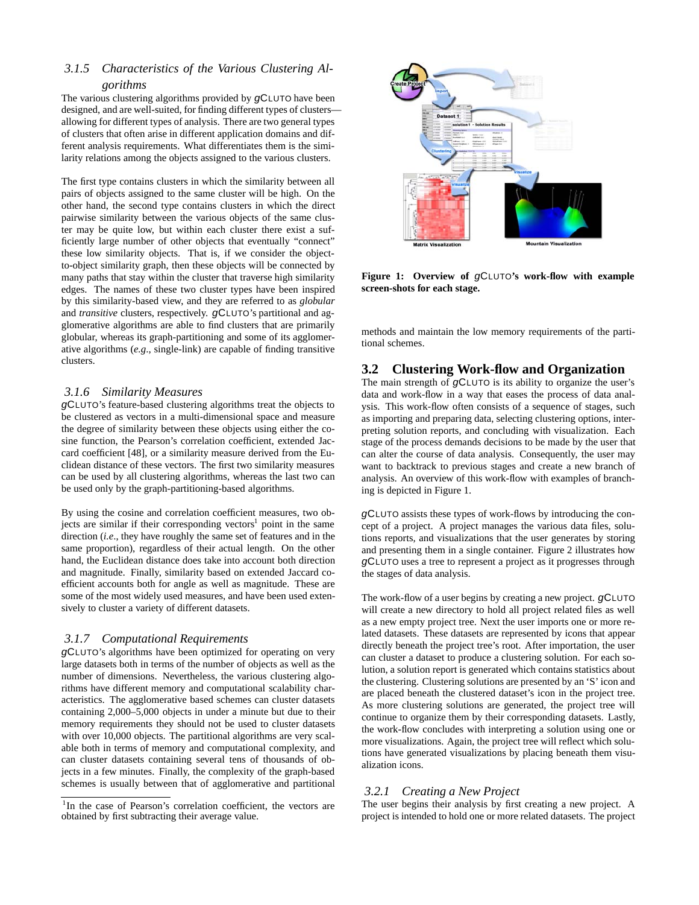#### 3.1.5 Characteristics of the Various Clustering Algorithms

The various clustering algorithms provided by *g*CLUTO have been designed, and are well-suited, for finding different types of clusters—allowing for different types of analysis. There are two general types of clusters that often arise in different application domains and different analysis requirements. What differentiates them is the similarity relations among the objects assigned to the various clusters.

The first type contains clusters in which the similarity between all pairs of objects assigned to the same cluster will be high. On the other hand, the second type contains clusters in which the direct pairwise similarity between the various objects of the same cluster may be quite low, but within each cluster there exist a sufficiently large number of other objects that eventually "connect" these low similarity objects. That is, if we consider the object-to-object similarity graph, then these objects will be connected by many paths that stay within the cluster that traverse high similarity edges. The names of these two cluster types have been inspired by this similarity-based view, and they are referred to as *globular* and *transitive* clusters, respectively. *g*CLUTO's partitional and agglomerative algorithms are able to find clusters that are primarily globular, whereas its graph-partitioning and some of its agglomerative algorithms (*e.g.*, single-link) are capable of finding transitive clusters.

#### 3.1.6 Similarity Measures

*g*CLUTO's feature-based clustering algorithms treat the objects to be clustered as vectors in a multi-dimensional space and measure the degree of similarity between these objects using either the cosine function, the Pearson's correlation coefficient, extended Jaccard coefficient [48], or a similarity measure derived from the Euclidean distance of these vectors. The first two similarity measures can be used by all clustering algorithms, whereas the last two can be used only by the graph-partitioning-based algorithms.

By using the cosine and correlation coefficient measures, two objects are similar if their corresponding vectors[1] point in the same direction (*i.e.*, they have roughly the same set of features and in the same proportion), regardless of their actual length. On the other hand, the Euclidean distance does take into account both direction and magnitude. Finally, similarity based on extended Jaccard coefficient accounts both for angle as well as magnitude. These are some of the most widely used measures, and have been used extensively to cluster a variety of different datasets.

#### 3.1.7 Computational Requirements

*g*CLUTO's algorithms have been optimized for operating on very large datasets both in terms of the number of objects as well as the number of dimensions. Nevertheless, the various clustering algorithms have different memory and computational scalability characteristics. The agglomerative based schemes can cluster datasets containing 2,000–5,000 objects in under a minute but due to their memory requirements they should not be used to cluster datasets with over 10,000 objects. The partitional algorithms are very scalable both in terms of memory and computational complexity, and can cluster datasets containing several tens of thousands of objects in a few minutes. Finally, the complexity of the graph-based schemes is usually between that of agglomerative and partitional methods and maintain the low memory requirements of the partitional schemes.

[1] In the case of Pearson's correlation coefficient, the vectors are obtained by first subtracting their average value.

Create Project
Import
Dataset 1
solution 1 - Solution Results
Clustering
Visualize
Visualize
Matrix Visualization
Mountain Visualization

**Figure 1: Overview of *g*CLUTO's work-flow with example screen-shots for each stage.**

## 3.2 Clustering Work-flow and Organization

The main strength of *g*CLUTO is its ability to organize the user's data and work-flow in a way that eases the process of data analysis. This work-flow often consists of a sequence of stages, such as importing and preparing data, selecting clustering options, interpreting solution reports, and concluding with visualization. Each stage of the process demands decisions to be made by the user that can alter the course of data analysis. Consequently, the user may want to backtrack to previous stages and create a new branch of analysis. An overview of this work-flow with examples of branching is depicted in Figure 1.

*g*CLUTO assists these types of work-flows by introducing the concept of a project. A project manages the various data files, solutions reports, and visualizations that the user generates by storing and presenting them in a single container. Figure 2 illustrates how *g*CLUTO uses a tree to represent a project as it progresses through the stages of data analysis.

The work-flow of a user begins by creating a new project. *g*CLUTO will create a new directory to hold all project related files as well as a new empty project tree. Next the user imports one or more related datasets. These datasets are represented by icons that appear directly beneath the project tree's root. After importation, the user can cluster a dataset to produce a clustering solution. For each solution, a solution report is generated which contains statistics about the clustering. Clustering solutions are presented by an 'S' icon and are placed beneath the clustered dataset's icon in the project tree. As more clustering solutions are generated, the project tree will continue to organize them by their corresponding datasets. Lastly, the work-flow concludes with interpreting a solution using one or more visualizations. Again, the project tree will reflect which solutions have generated visualizations by placing beneath them visualization icons.

#### 3.2.1 Creating a New Project

The user begins their analysis by first creating a new project. A project is intended to hold one or more related datasets. The project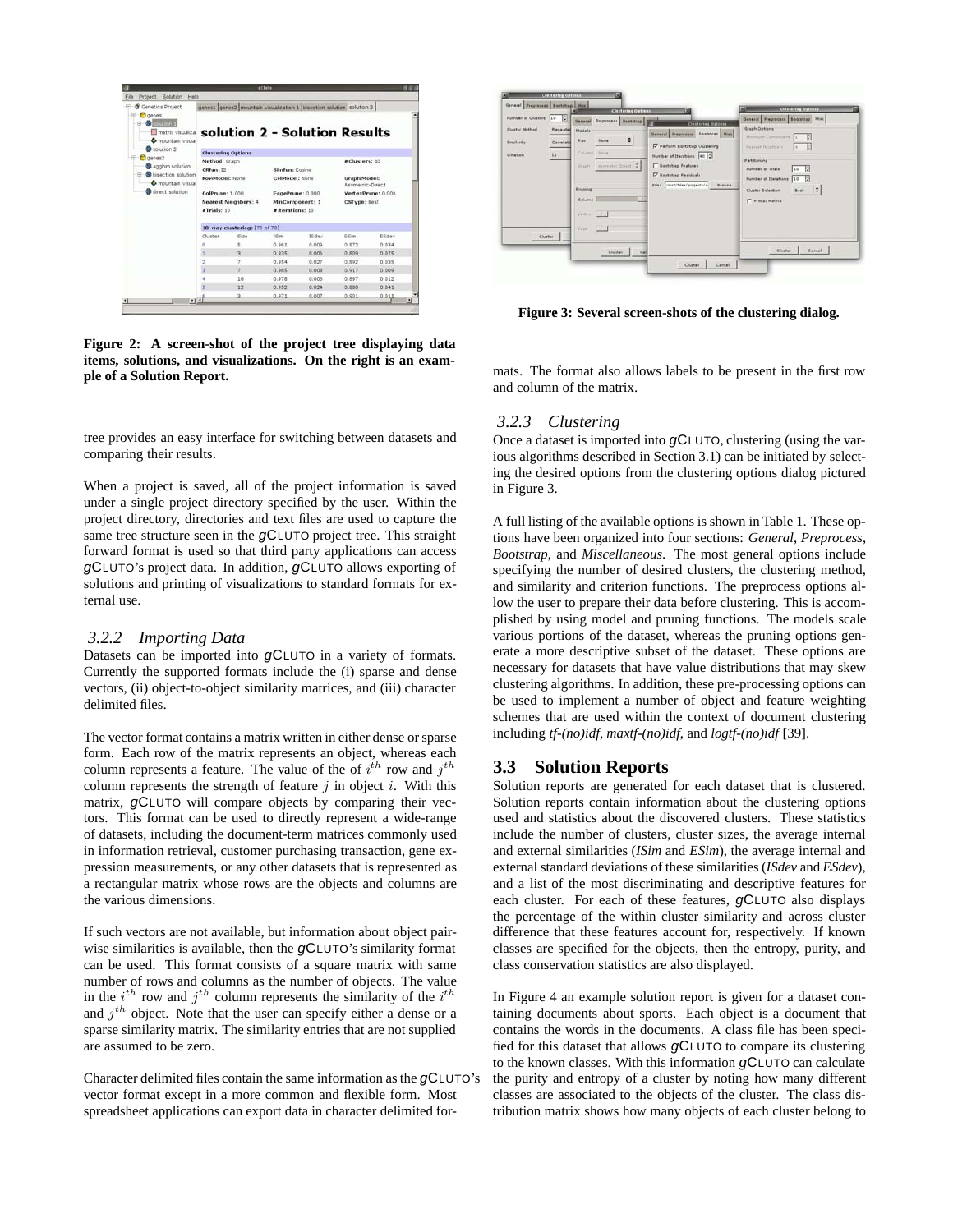Figure 2: A screen-shot of the project tree displaying data items, solutions, and visualizations. On the right is an example of a Solution Report.

tree provides an easy interface for switching between datasets and comparing their results.

When a project is saved, all of the project information is saved under a single project directory specified by the user. Within the project directory, directories and text files are used to capture the same tree structure seen in the *g*CLUTO project tree. This straight forward format is used so that third party applications can access *g*CLUTO's project data. In addition, *g*CLUTO allows exporting of solutions and printing of visualizations to standard formats for external use.

### 3.2.2 Importing Data

Datasets can be imported into *g*CLUTO in a variety of formats. Currently the supported formats include the (i) sparse and dense vectors, (ii) object-to-object similarity matrices, and (iii) character delimited files.

The vector format contains a matrix written in either dense or sparse form. Each row of the matrix represents an object, whereas each column represents a feature. The value of the of $i^{th}$ row and $j^{th}$ column represents the strength of feature $j$ in object $i$. With this matrix, *g*CLUTO will compare objects by comparing their vectors. This format can be used to directly represent a wide-range of datasets, including the document-term matrices commonly used in information retrieval, customer purchasing transaction, gene expression measurements, or any other datasets that is represented as a rectangular matrix whose rows are the objects and columns are the various dimensions.

If such vectors are not available, but information about object pairwise similarities is available, then the *g*CLUTO's similarity format can be used. This format consists of a square matrix with same number of rows and columns as the number of objects. The value in the $i^{th}$ row and $j^{th}$ column represents the similarity of the $i^{th}$ and $j^{th}$ object. Note that the user can specify either a dense or a sparse similarity matrix. The similarity entries that are not supplied are assumed to be zero.

Character delimited files contain the same information as the *g*CLUTO's vector format except in a more common and flexible form. Most spreadsheet applications can export data in character delimited formats. The format also allows labels to be present in the first row and column of the matrix.

Figure 3: Several screen-shots of the clustering dialog.

### 3.2.3 Clustering

Once a dataset is imported into *g*CLUTO, clustering (using the various algorithms described in Section 3.1) can be initiated by selecting the desired options from the clustering options dialog pictured in Figure 3.

A full listing of the available options is shown in Table 1. These options have been organized into four sections: *General*, *Preprocess*, *Bootstrap*, and *Miscellaneous*. The most general options include specifying the number of desired clusters, the clustering method, and similarity and criterion functions. The preprocess options allow the user to prepare their data before clustering. This is accomplished by using model and pruning functions. The models scale various portions of the dataset, whereas the pruning options generate a more descriptive subset of the dataset. These options are necessary for datasets that have value distributions that may skew clustering algorithms. In addition, these pre-processing options can be used to implement a number of object and feature weighting schemes that are used within the context of document clustering including *tf-(no)idf*, *maxtf-(no)idf*, and *logtf-(no)idf* [39].

## 3.3 Solution Reports

Solution reports are generated for each dataset that is clustered. Solution reports contain information about the clustering options used and statistics about the discovered clusters. These statistics include the number of clusters, cluster sizes, the average internal and external similarities (*ISim* and *ESim*), the average internal and external standard deviations of these similarities (*ISdev* and *ESdev*), and a list of the most discriminating and descriptive features for each cluster. For each of these features, *g*CLUTO also displays the percentage of the within cluster similarity and across cluster difference that these features account for, respectively. If known classes are specified for the objects, then the entropy, purity, and class conservation statistics are also displayed.

In Figure 4 an example solution report is given for a dataset containing documents about sports. Each object is a document that contains the words in the documents. A class file has been specified for this dataset that allows *g*CLUTO to compare its clustering to the known classes. With this information *g*CLUTO can calculate the purity and entropy of a cluster by noting how many different classes are associated to the objects of the cluster. The class distribution matrix shows how many objects of each cluster belong to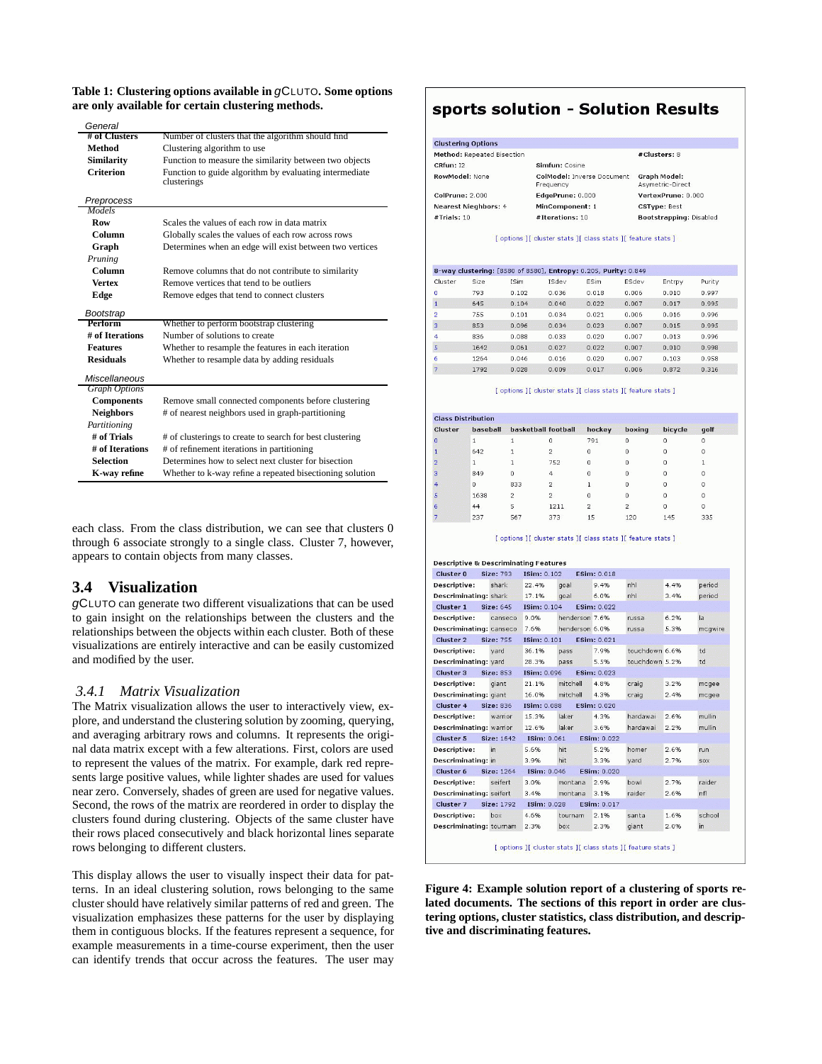**Table 1: Clustering options available in *g*CLUTO. Some options are only available for certain clustering methods.**

| Option | Description |
|---|---|
| *General* | |
| **# of Clusters** | Number of clusters that the algorithm should find |
| **Method** | Clustering algorithm to use |
| **Similarity** | Function to measure the similarity between two objects |
| **Criterion** | Function to guide algorithm by evaluating intermediate clusterings |
| *Preprocess* | |
| *Models* | |
| **Row** | Scales the values of each row in data matrix |
| **Column** | Globally scales the values of each row across rows |
| **Graph** | Determines when an edge will exist between two vertices |
| *Pruning* | |
| **Column** | Remove columns that do not contribute to similarity |
| **Vertex** | Remove vertices that tend to be outliers |
| **Edge** | Remove edges that tend to connect clusters |
| *Bootstrap* | |
| **Perform** | Whether to perform bootstrap clustering |
| **# of Iterations** | Number of solutions to create |
| **Features** | Whether to resample the features in each iteration |
| **Residuals** | Whether to resample data by adding residuals |
| *Miscellaneous* | |
| *Graph Options* | |
| **Components** | Remove small connected components before clustering |
| **Neighbors** | # of nearest neighbors used in graph-partitioning |
| *Partitioning* | |
| **# of Trials** | # of clusterings to create to search for best clustering |
| **# of Iterations** | # of refinement iterations in partitioning |
| **Selection** | Determines how to select next cluster for bisection |
| **K-way refine** | Whether to k-way refine a repeated bisectioning solution |

each class. From the class distribution, we can see that clusters 0 through 6 associate strongly to a single class. Cluster 7, however, appears to contain objects from many classes.

## 3.4 Visualization

*g*CLUTO can generate two different visualizations that can be used to gain insight on the relationships between the clusters and the relationships between the objects within each cluster. Both of these visualizations are entirely interactive and can be easily customized and modified by the user.

### 3.4.1 *Matrix Visualization*

The Matrix visualization allows the user to interactively view, explore, and understand the clustering solution by zooming, querying, and averaging arbitrary rows and columns. It represents the original data matrix except with a few alterations. First, colors are used to represent the values of the matrix. For example, dark red represents large positive values, while lighter shades are used for values near zero. Conversely, shades of green are used for negative values. Second, the rows of the matrix are reordered in order to display the clusters found during clustering. Objects of the same cluster have their rows placed consecutively and black horizontal lines separate rows belonging to different clusters.

This display allows the user to visually inspect their data for patterns. In an ideal clustering solution, rows belonging to the same cluster should have relatively similar patterns of red and green. The visualization emphasizes these patterns for the user by displaying them in contiguous blocks. If the features represent a sequence, for example measurements in a time-course experiment, then the user can identify trends that occur across the features. The user may

## sports solution - Solution Results

**Clustering Options**

| | | |
|---|---|---|
| Method: Repeated Bisection | | #Clusters: 8 |
| CRfun: I2 | Simfun: Cosine | |
| RowModel: None | ColModel: Inverse Document Frequency | Graph Model: Asymetric-Direct |
| ColPrune: 2.000 | EdgePrune: 0.000 | VertexPrune: 0.000 |
| Nearest Nieghbors: 4 | MinComponent: 1 | CSType: Best |
| #Trials: 10 | #Iterations: 10 | Bootstrapping: Disabled |

[ options ][ cluster stats ][ class stats ][ feature stats ]

**8-way clustering:** [8580 of 8580], **Entropy:** 0.205, **Purity:** 0.849

| Cluster | Size | ISim | ISdev | ESim | ESdev | Entrpy | Purity |
|---|---|---|---|---|---|---|---|
| 0 | 793 | 0.102 | 0.036 | 0.018 | 0.006 | 0.010 | 0.997 |
| 1 | 645 | 0.104 | 0.040 | 0.022 | 0.007 | 0.017 | 0.995 |
| 2 | 755 | 0.101 | 0.034 | 0.021 | 0.006 | 0.016 | 0.996 |
| 3 | 853 | 0.096 | 0.034 | 0.023 | 0.007 | 0.015 | 0.995 |
| 4 | 836 | 0.088 | 0.033 | 0.020 | 0.007 | 0.013 | 0.996 |
| 5 | 1642 | 0.061 | 0.027 | 0.022 | 0.007 | 0.010 | 0.998 |
| 6 | 1264 | 0.046 | 0.016 | 0.020 | 0.007 | 0.103 | 0.958 |
| 7 | 1792 | 0.028 | 0.009 | 0.017 | 0.006 | 0.872 | 0.316 |

[ options ][ cluster stats ][ class stats ][ feature stats ]

**Class Distribution**

| Cluster | baseball | basketball | football | hockey | boxing | bicycle | golf |
|---|---|---|---|---|---|---|---|
| 0 | 1 | 1 | 0 | 791 | 0 | 0 | 0 |
| 1 | 642 | 1 | 2 | 0 | 0 | 0 | 0 |
| 2 | 1 | 1 | 752 | 0 | 0 | 0 | 1 |
| 3 | 849 | 0 | 4 | 0 | 0 | 0 | 0 |
| 4 | 0 | 833 | 2 | 1 | 0 | 0 | 0 |
| 5 | 1638 | 2 | 2 | 0 | 0 | 0 | 0 |
| 6 | 44 | 5 | 1211 | 2 | 2 | 0 | 0 |
| 7 | 237 | 567 | 373 | 15 | 120 | 145 | 335 |

[ options ][ cluster stats ][ class stats ][ feature stats ]

**Descriptive & Descriminating Features**

| | | | | | | | |
|---|---|---|---|---|---|---|---|
| **Cluster 0** | **Size:** 793 | **ISim:** 0.102 | **ESim:** 0.018 | | | | |
| Descriptive: | shark | 22.4% | goal | 9.4% | nhl | 4.4% | period |
| Descriminating: | shark | 17.1% | goal | 6.0% | nhl | 3.4% | period |
| **Cluster 1** | **Size:** 645 | **ISim:** 0.104 | **ESim:** 0.022 | | | | |
| Descriptive: | canseco | 9.0% | henderson | 7.6% | russa | 6.2% | la |
| Descriminating: | canseco | 7.6% | henderson | 6.0% | russa | 5.3% | mcgwire |
| **Cluster 2** | **Size:** 755 | **ISim:** 0.101 | **ESim:** 0.021 | | | | |
| Descriptive: | yard | 36.1% | pass | 7.9% | touchdown | 6.6% | td |
| Descriminating: | yard | 28.3% | pass | 5.5% | touchdown | 5.2% | td |
| **Cluster 3** | **Size:** 853 | **ISim:** 0.096 | **ESim:** 0.023 | | | | |
| Descriptive: | giant | 21.1% | mitchell | 4.8% | craig | 3.2% | mcgee |
| Descriminating: | giant | 16.0% | mitchell | 4.3% | craig | 2.4% | mcgee |
| **Cluster 4** | **Size:** 836 | **ISim:** 0.088 | **ESim:** 0.020 | | | | |
| Descriptive: | warrior | 15.3% | laker | 4.3% | hardawai | 2.6% | mullin |
| Descriminating: | warrior | 12.6% | laker | 3.6% | hardawai | 2.2% | mullin |
| **Cluster 5** | **Size:** 1642 | **ISim:** 0.061 | **ESim:** 0.022 | | | | |
| Descriptive: | in | 5.6% | hit | 5.2% | homer | 2.6% | run |
| Descriminating: | in | 3.9% | hit | 3.3% | yard | 2.7% | sox |
| **Cluster 6** | **Size:** 1264 | **ISim:** 0.046 | **ESim:** 0.020 | | | | |
| Descriptive: | seifert | 3.0% | montana | 2.9% | bowl | 2.7% | raider |
| Descriminating: | seifert | 3.4% | montana | 3.1% | raider | 2.6% | nfl |
| **Cluster 7** | **Size:** 1792 | **ISim:** 0.028 | **ESim:** 0.017 | | | | |
| Descriptive: | box | 4.6% | tournam | 2.1% | santa | 1.6% | school |
| Descriminating: | tournam | 2.3% | box | 2.3% | giant | 2.0% | in |

[ options ][ cluster stats ][ class stats ][ feature stats ]

**Figure 4: Example solution report of a clustering of sports related documents. The sections of this report in order are clustering options, cluster statistics, class distribution, and descriptive and discriminating features.**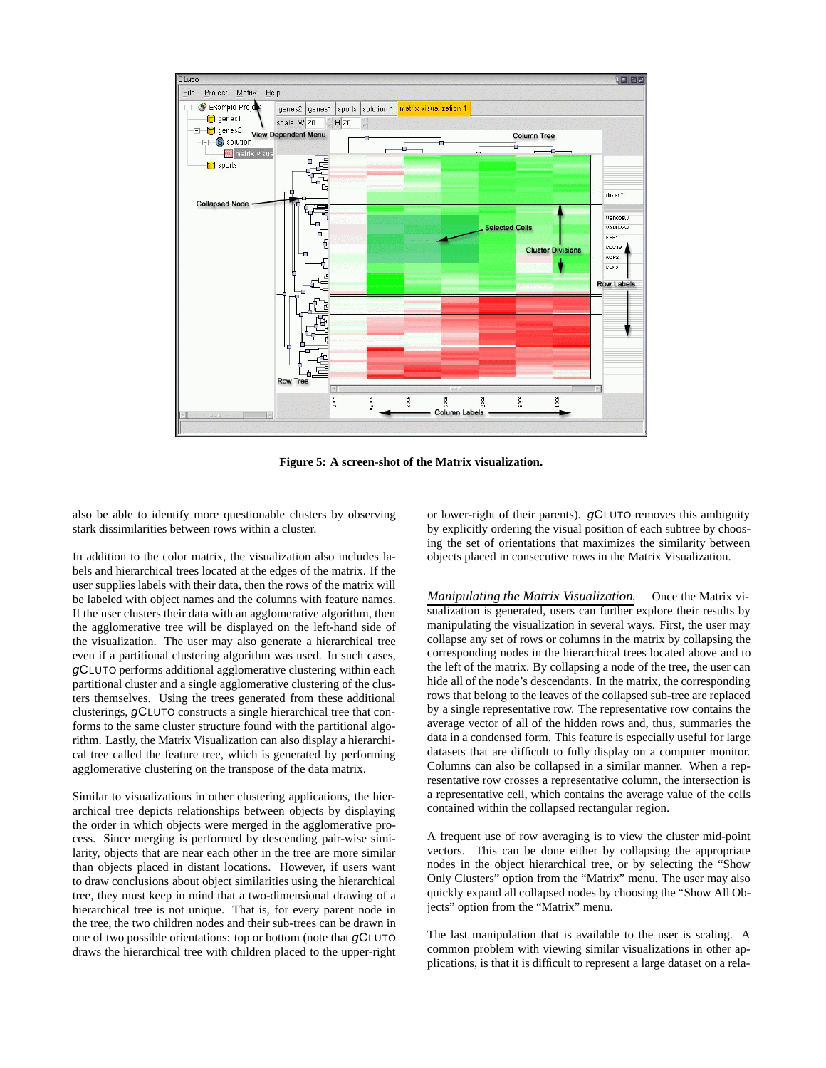Figure 5: A screen-shot of the Matrix visualization.

also be able to identify more questionable clusters by observing stark dissimilarities between rows within a cluster.

In addition to the color matrix, the visualization also includes labels and hierarchical trees located at the edges of the matrix. If the user supplies labels with their data, then the rows of the matrix will be labeled with object names and the columns with feature names. If the user clusters their data with an agglomerative algorithm, then the agglomerative tree will be displayed on the left-hand side of the visualization. The user may also generate a hierarchical tree even if a partitional clustering algorithm was used. In such cases, *g*CLUTO performs additional agglomerative clustering within each partitional cluster and a single agglomerative clustering of the clusters themselves. Using the trees generated from these additional clusterings, *g*CLUTO constructs a single hierarchical tree that conforms to the same cluster structure found with the partitional algorithm. Lastly, the Matrix Visualization can also display a hierarchical tree called the feature tree, which is generated by performing agglomerative clustering on the transpose of the data matrix.

Similar to visualizations in other clustering applications, the hierarchical tree depicts relationships between objects by displaying the order in which objects were merged in the agglomerative process. Since merging is performed by descending pair-wise similarity, objects that are near each other in the tree are more similar than objects placed in distant locations. However, if users want to draw conclusions about object similarities using the hierarchical tree, they must keep in mind that a two-dimensional drawing of a hierarchical tree is not unique. That is, for every parent node in the tree, the two children nodes and their sub-trees can be drawn in one of two possible orientations: top or bottom (note that *g*CLUTO draws the hierarchical tree with children placed to the upper-right or lower-right of their parents). *g*CLUTO removes this ambiguity by explicitly ordering the visual position of each subtree by choosing the set of orientations that maximizes the similarity between objects placed in consecutive rows in the Matrix Visualization.

*Manipulating the Matrix Visualization.* Once the Matrix visualization is generated, users can further explore their results by manipulating the visualization in several ways. First, the user may collapse any set of rows or columns in the matrix by collapsing the corresponding nodes in the hierarchical trees located above and to the left of the matrix. By collapsing a node of the tree, the user can hide all of the node's descendants. In the matrix, the corresponding rows that belong to the leaves of the collapsed sub-tree are replaced by a single representative row. The representative row contains the average vector of all of the hidden rows and, thus, summaries the data in a condensed form. This feature is especially useful for large datasets that are difficult to fully display on a computer monitor. Columns can also be collapsed in a similar manner. When a representative row crosses a representative column, the intersection is a representative cell, which contains the average value of the cells contained within the collapsed rectangular region.

A frequent use of row averaging is to view the cluster mid-point vectors. This can be done either by collapsing the appropriate nodes in the object hierarchical tree, or by selecting the "Show Only Clusters" option from the "Matrix" menu. The user may also quickly expand all collapsed nodes by choosing the "Show All Objects" option from the "Matrix" menu.

The last manipulation that is available to the user is scaling. A common problem with viewing similar visualizations in other applications, is that it is difficult to represent a large dataset on a rela-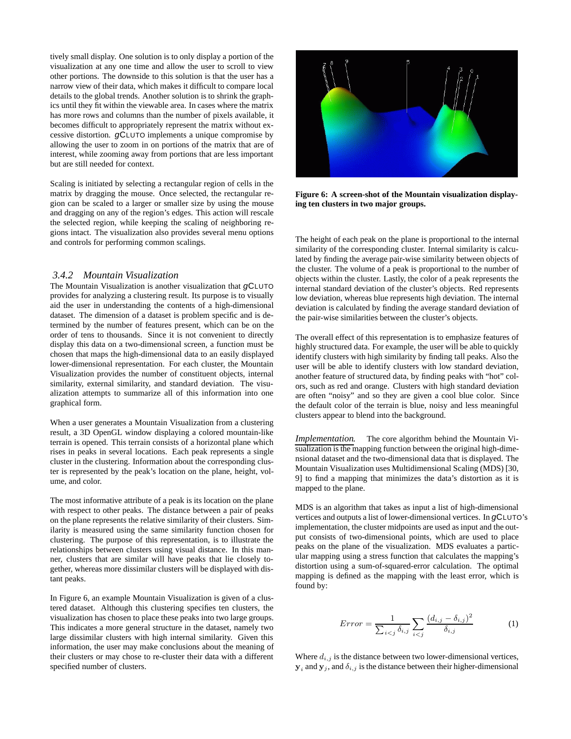tively small display. One solution is to only display a portion of the visualization at any one time and allow the user to scroll to view other portions. The downside to this solution is that the user has a narrow view of their data, which makes it difficult to compare local details to the global trends. Another solution is to shrink the graphics until they fit within the viewable area. In cases where the matrix has more rows and columns than the number of pixels available, it becomes difficult to appropriately represent the matrix without excessive distortion. *g*CLUTO implements a unique compromise by allowing the user to zoom in on portions of the matrix that are of interest, while zooming away from portions that are less important but are still needed for context.

Scaling is initiated by selecting a rectangular region of cells in the matrix by dragging the mouse. Once selected, the rectangular region can be scaled to a larger or smaller size by using the mouse and dragging on any of the region's edges. This action will rescale the selected region, while keeping the scaling of neighboring regions intact. The visualization also provides several menu options and controls for performing common scalings.

### *3.4.2 Mountain Visualization*

The Mountain Visualization is another visualization that *g*CLUTO provides for analyzing a clustering result. Its purpose is to visually aid the user in understanding the contents of a high-dimensional dataset. The dimension of a dataset is problem specific and is determined by the number of features present, which can be on the order of tens to thousands. Since it is not convenient to directly display this data on a two-dimensional screen, a function must be chosen that maps the high-dimensional data to an easily displayed lower-dimensional representation. For each cluster, the Mountain Visualization provides the number of constituent objects, internal similarity, external similarity, and standard deviation. The visualization attempts to summarize all of this information into one graphical form.

When a user generates a Mountain Visualization from a clustering result, a 3D OpenGL window displaying a colored mountain-like terrain is opened. This terrain consists of a horizontal plane which rises in peaks in several locations. Each peak represents a single cluster in the clustering. Information about the corresponding cluster is represented by the peak's location on the plane, height, volume, and color.

The most informative attribute of a peak is its location on the plane with respect to other peaks. The distance between a pair of peaks on the plane represents the relative similarity of their clusters. Similarity is measured using the same similarity function chosen for clustering. The purpose of this representation, is to illustrate the relationships between clusters using visual distance. In this manner, clusters that are similar will have peaks that lie closely together, whereas more dissimilar clusters will be displayed with distant peaks.

In Figure 6, an example Mountain Visualization is given of a clustered dataset. Although this clustering specifies ten clusters, the visualization has chosen to place these peaks into two large groups. This indicates a more general structure in the dataset, namely two large dissimilar clusters with high internal similarity. Given this information, the user may make conclusions about the meaning of their clusters or may chose to re-cluster their data with a different specified number of clusters.

**Figure 6: A screen-shot of the Mountain visualization displaying ten clusters in two major groups.**

The height of each peak on the plane is proportional to the internal similarity of the corresponding cluster. Internal similarity is calculated by finding the average pair-wise similarity between objects of the cluster. The volume of a peak is proportional to the number of objects within the cluster. Lastly, the color of a peak represents the internal standard deviation of the cluster's objects. Red represents low deviation, whereas blue represents high deviation. The internal deviation is calculated by finding the average standard deviation of the pair-wise similarities between the cluster's objects.

The overall effect of this representation is to emphasize features of highly structured data. For example, the user will be able to quickly identify clusters with high similarity by finding tall peaks. Also the user will be able to identify clusters with low standard deviation, another feature of structured data, by finding peaks with "hot" colors, such as red and orange. Clusters with high standard deviation are often "noisy" and so they are given a cool blue color. Since the default color of the terrain is blue, noisy and less meaningful clusters appear to blend into the background.

*Implementation.* The core algorithm behind the Mountain Visualization is the mapping function between the original high-dimensional dataset and the two-dimensional data that is displayed. The Mountain Visualization uses Multidimensional Scaling (MDS) [30, 9] to find a mapping that minimizes the data's distortion as it is mapped to the plane.

MDS is an algorithm that takes as input a list of high-dimensional vertices and outputs a list of lower-dimensional vertices. In *g*CLUTO's implementation, the cluster midpoints are used as input and the output consists of two-dimensional points, which are used to place peaks on the plane of the visualization. MDS evaluates a particular mapping using a stress function that calculates the mapping's distortion using a sum-of-squared-error calculation. The optimal mapping is defined as the mapping with the least error, which is found by:

$$Error = \frac{1}{\sum_{i<j} \delta_{i,j}} \sum_{i<j} \frac{(d_{i,j} - \delta_{i,j})^2}{\delta_{i,j}} \qquad (1)$$

Where $d_{i,j}$ is the distance between two lower-dimensional vertices, $\mathbf{y}_i$ and $\mathbf{y}_j$, and $\delta_{i,j}$ is the distance between their higher-dimensional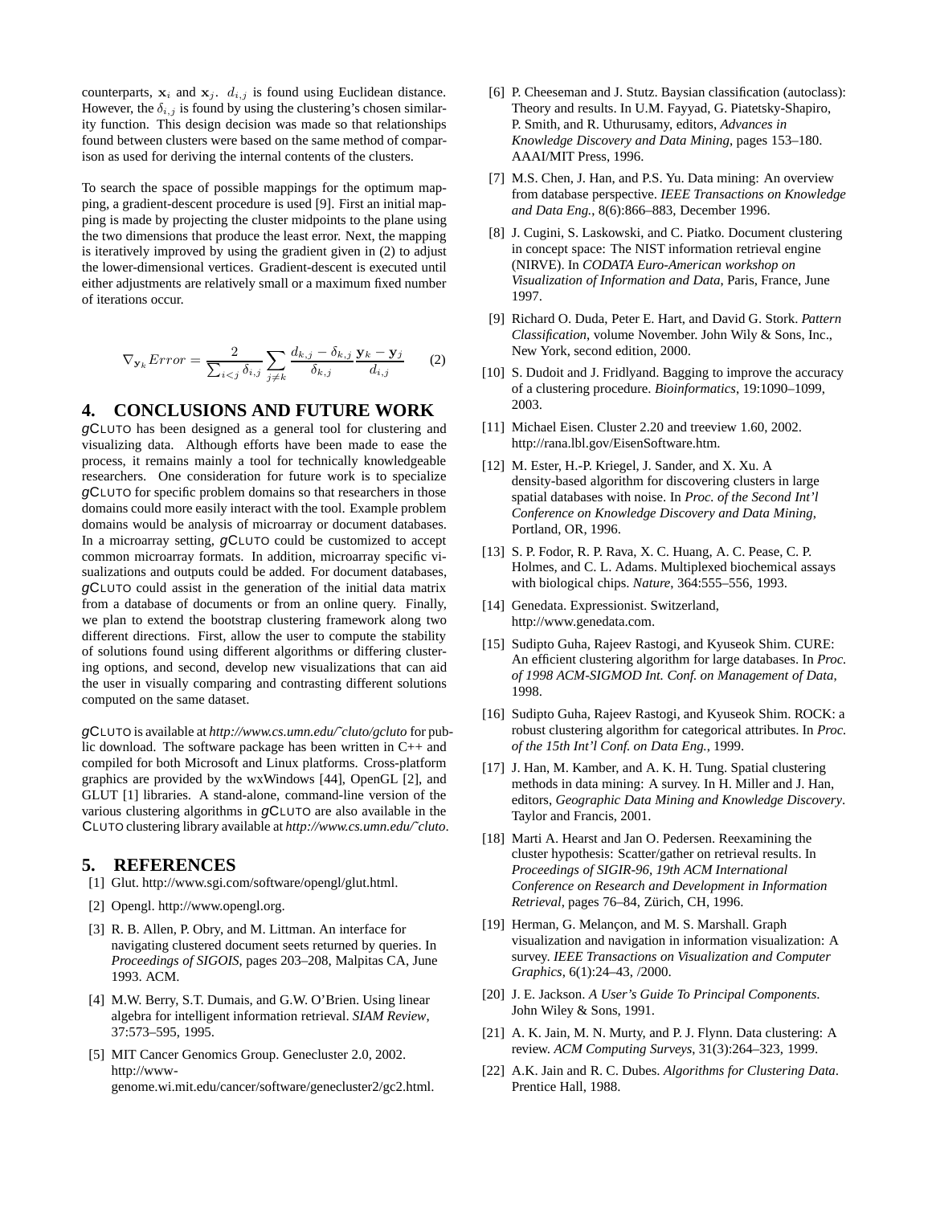counterparts, $\mathbf{x}_i$ and $\mathbf{x}_j$. $d_{i,j}$ is found using Euclidean distance. However, the $\delta_{i,j}$ is found by using the clustering's chosen similarity function. This design decision was made so that relationships found between clusters were based on the same method of comparison as used for deriving the internal contents of the clusters.

To search the space of possible mappings for the optimum mapping, a gradient-descent procedure is used [9]. First an initial mapping is made by projecting the cluster midpoints to the plane using the two dimensions that produce the least error. Next, the mapping is iteratively improved by using the gradient given in (2) to adjust the lower-dimensional vertices. Gradient-descent is executed until either adjustments are relatively small or a maximum fixed number of iterations occur.

$$\nabla_{\mathbf{y}_k} Error = \frac{2}{\sum_{i<j} \delta_{i,j}} \sum_{j \neq k} \frac{d_{k,j} - \delta_{k,j}}{\delta_{k,j}} \frac{\mathbf{y}_k - \mathbf{y}_j}{d_{i,j}} \qquad (2)$$

## 4. CONCLUSIONS AND FUTURE WORK

*g*CLUTO has been designed as a general tool for clustering and visualizing data. Although efforts have been made to ease the process, it remains mainly a tool for technically knowledgeable researchers. One consideration for future work is to specialize *g*CLUTO for specific problem domains so that researchers in those domains could more easily interact with the tool. Example problem domains would be analysis of microarray or document databases. In a microarray setting, *g*CLUTO could be customized to accept common microarray formats. In addition, microarray specific visualizations and outputs could be added. For document databases, *g*CLUTO could assist in the generation of the initial data matrix from a database of documents or from an online query. Finally, we plan to extend the bootstrap clustering framework along two different directions. First, allow the user to compute the stability of solutions found using different algorithms or differing clustering options, and second, develop new visualizations that can aid the user in visually comparing and contrasting different solutions computed on the same dataset.

*g*CLUTO is available at *http://www.cs.umn.edu/˜cluto/gcluto* for public download. The software package has been written in C++ and compiled for both Microsoft and Linux platforms. Cross-platform graphics are provided by the wxWindows [44], OpenGL [2], and GLUT [1] libraries. A stand-alone, command-line version of the various clustering algorithms in *g*CLUTO are also available in the CLUTO clustering library available at *http://www.cs.umn.edu/˜cluto*.

## 5. REFERENCES

[1] Glut. http://www.sgi.com/software/opengl/glut.html.

[2] Opengl. http://www.opengl.org.

[3] R. B. Allen, P. Obry, and M. Littman. An interface for navigating clustered document seets returned by queries. In *Proceedings of SIGOIS*, pages 203–208, Malpitas CA, June 1993. ACM.

[4] M.W. Berry, S.T. Dumais, and G.W. O'Brien. Using linear algebra for intelligent information retrieval. *SIAM Review*, 37:573–595, 1995.

[5] MIT Cancer Genomics Group. Genecluster 2.0, 2002. http://www-genome.wi.mit.edu/cancer/software/genecluster2/gc2.html.

[6] P. Cheeseman and J. Stutz. Baysian classification (autoclass): Theory and results. In U.M. Fayyad, G. Piatetsky-Shapiro, P. Smith, and R. Uthurusamy, editors, *Advances in Knowledge Discovery and Data Mining*, pages 153–180. AAAI/MIT Press, 1996.

[7] M.S. Chen, J. Han, and P.S. Yu. Data mining: An overview from database perspective. *IEEE Transactions on Knowledge and Data Eng.*, 8(6):866–883, December 1996.

[8] J. Cugini, S. Laskowski, and C. Piatko. Document clustering in concept space: The NIST information retrieval engine (NIRVE). In *CODATA Euro-American workshop on Visualization of Information and Data*, Paris, France, June 1997.

[9] Richard O. Duda, Peter E. Hart, and David G. Stork. *Pattern Classification*, volume November. John Wily & Sons, Inc., New York, second edition, 2000.

[10] S. Dudoit and J. Fridlyand. Bagging to improve the accuracy of a clustering procedure. *Bioinformatics*, 19:1090–1099, 2003.

[11] Michael Eisen. Cluster 2.20 and treeview 1.60, 2002. http://rana.lbl.gov/EisenSoftware.htm.

[12] M. Ester, H.-P. Kriegel, J. Sander, and X. Xu. A density-based algorithm for discovering clusters in large spatial databases with noise. In *Proc. of the Second Int'l Conference on Knowledge Discovery and Data Mining*, Portland, OR, 1996.

[13] S. P. Fodor, R. P. Rava, X. C. Huang, A. C. Pease, C. P. Holmes, and C. L. Adams. Multiplexed biochemical assays with biological chips. *Nature*, 364:555–556, 1993.

[14] Genedata. Expressionist. Switzerland, http://www.genedata.com.

[15] Sudipto Guha, Rajeev Rastogi, and Kyuseok Shim. CURE: An efficient clustering algorithm for large databases. In *Proc. of 1998 ACM-SIGMOD Int. Conf. on Management of Data*, 1998.

[16] Sudipto Guha, Rajeev Rastogi, and Kyuseok Shim. ROCK: a robust clustering algorithm for categorical attributes. In *Proc. of the 15th Int'l Conf. on Data Eng.*, 1999.

[17] J. Han, M. Kamber, and A. K. H. Tung. Spatial clustering methods in data mining: A survey. In H. Miller and J. Han, editors, *Geographic Data Mining and Knowledge Discovery*. Taylor and Francis, 2001.

[18] Marti A. Hearst and Jan O. Pedersen. Reexamining the cluster hypothesis: Scatter/gather on retrieval results. In *Proceedings of SIGIR-96, 19th ACM International Conference on Research and Development in Information Retrieval*, pages 76–84, Zürich, CH, 1996.

[19] Herman, G. Melançon, and M. S. Marshall. Graph visualization and navigation in information visualization: A survey. *IEEE Transactions on Visualization and Computer Graphics*, 6(1):24–43, /2000.

[20] J. E. Jackson. *A User's Guide To Principal Components*. John Wiley & Sons, 1991.

[21] A. K. Jain, M. N. Murty, and P. J. Flynn. Data clustering: A review. *ACM Computing Surveys*, 31(3):264–323, 1999.

[22] A.K. Jain and R. C. Dubes. *Algorithms for Clustering Data*. Prentice Hall, 1988.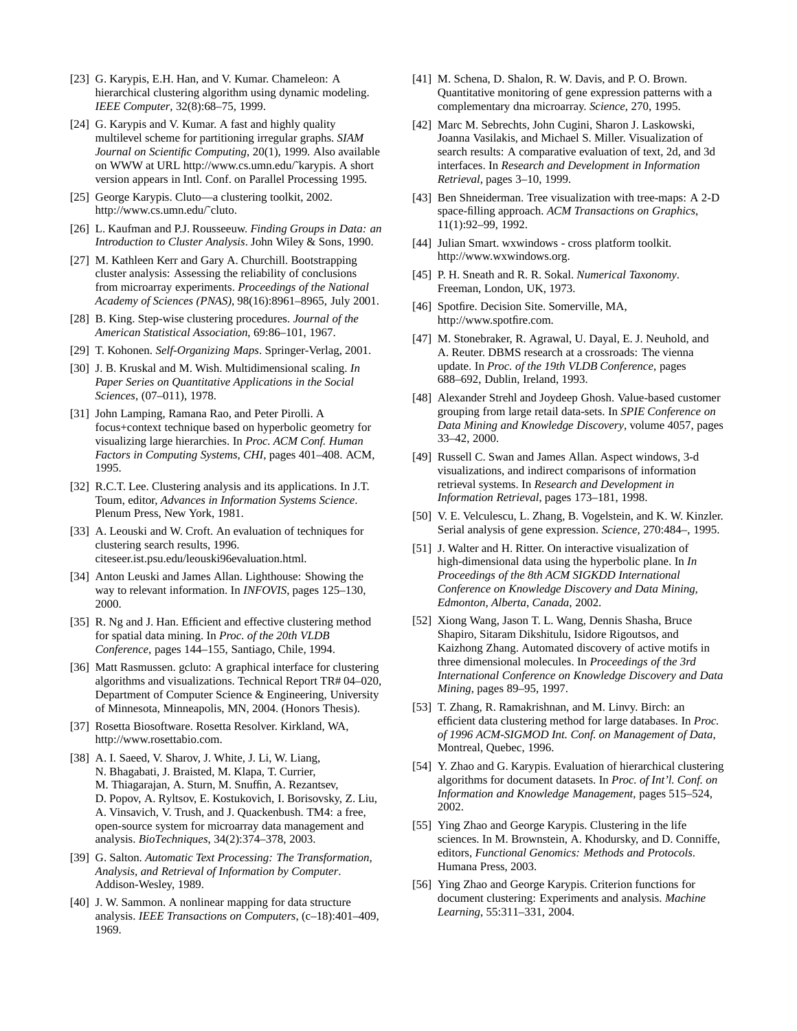[23] G. Karypis, E.H. Han, and V. Kumar. Chameleon: A hierarchical clustering algorithm using dynamic modeling. *IEEE Computer*, 32(8):68–75, 1999.

[24] G. Karypis and V. Kumar. A fast and highly quality multilevel scheme for partitioning irregular graphs. *SIAM Journal on Scientific Computing*, 20(1), 1999. Also available on WWW at URL http://www.cs.umn.edu/˜karypis. A short version appears in Intl. Conf. on Parallel Processing 1995.

[25] George Karypis. Cluto—a clustering toolkit, 2002. http://www.cs.umn.edu/˜cluto.

[26] L. Kaufman and P.J. Rousseeuw. *Finding Groups in Data: an Introduction to Cluster Analysis*. John Wiley & Sons, 1990.

[27] M. Kathleen Kerr and Gary A. Churchill. Bootstrapping cluster analysis: Assessing the reliability of conclusions from microarray experiments. *Proceedings of the National Academy of Sciences (PNAS)*, 98(16):8961–8965, July 2001.

[28] B. King. Step-wise clustering procedures. *Journal of the American Statistical Association*, 69:86–101, 1967.

[29] T. Kohonen. *Self-Organizing Maps*. Springer-Verlag, 2001.

[30] J. B. Kruskal and M. Wish. Multidimensional scaling. *In Paper Series on Quantitative Applications in the Social Sciences*, (07–011), 1978.

[31] John Lamping, Ramana Rao, and Peter Pirolli. A focus+context technique based on hyperbolic geometry for visualizing large hierarchies. In *Proc. ACM Conf. Human Factors in Computing Systems, CHI*, pages 401–408. ACM, 1995.

[32] R.C.T. Lee. Clustering analysis and its applications. In J.T. Toum, editor, *Advances in Information Systems Science*. Plenum Press, New York, 1981.

[33] A. Leouski and W. Croft. An evaluation of techniques for clustering search results, 1996. citeseer.ist.psu.edu/leouski96evaluation.html.

[34] Anton Leuski and James Allan. Lighthouse: Showing the way to relevant information. In *INFOVIS*, pages 125–130, 2000.

[35] R. Ng and J. Han. Efficient and effective clustering method for spatial data mining. In *Proc. of the 20th VLDB Conference*, pages 144–155, Santiago, Chile, 1994.

[36] Matt Rasmussen. gcluto: A graphical interface for clustering algorithms and visualizations. Technical Report TR# 04–020, Department of Computer Science & Engineering, University of Minnesota, Minneapolis, MN, 2004. (Honors Thesis).

[37] Rosetta Biosoftware. Rosetta Resolver. Kirkland, WA, http://www.rosettabio.com.

[38] A. I. Saeed, V. Sharov, J. White, J. Li, W. Liang, N. Bhagabati, J. Braisted, M. Klapa, T. Currier, M. Thiagarajan, A. Sturn, M. Snuffin, A. Rezantsev, D. Popov, A. Ryltsov, E. Kostukovich, I. Borisovsky, Z. Liu, A. Vinsavich, V. Trush, and J. Quackenbush. TM4: a free, open-source system for microarray data management and analysis. *BioTechniques*, 34(2):374–378, 2003.

[39] G. Salton. *Automatic Text Processing: The Transformation, Analysis, and Retrieval of Information by Computer*. Addison-Wesley, 1989.

[40] J. W. Sammon. A nonlinear mapping for data structure analysis. *IEEE Transactions on Computers*, (c–18):401–409, 1969.

[41] M. Schena, D. Shalon, R. W. Davis, and P. O. Brown. Quantitative monitoring of gene expression patterns with a complementary dna microarray. *Science*, 270, 1995.

[42] Marc M. Sebrechts, John Cugini, Sharon J. Laskowski, Joanna Vasilakis, and Michael S. Miller. Visualization of search results: A comparative evaluation of text, 2d, and 3d interfaces. In *Research and Development in Information Retrieval*, pages 3–10, 1999.

[43] Ben Shneiderman. Tree visualization with tree-maps: A 2-D space-filling approach. *ACM Transactions on Graphics*, 11(1):92–99, 1992.

[44] Julian Smart. wxwindows - cross platform toolkit. http://www.wxwindows.org.

[45] P. H. Sneath and R. R. Sokal. *Numerical Taxonomy*. Freeman, London, UK, 1973.

[46] Spotfire. Decision Site. Somerville, MA, http://www.spotfire.com.

[47] M. Stonebraker, R. Agrawal, U. Dayal, E. J. Neuhold, and A. Reuter. DBMS research at a crossroads: The vienna update. In *Proc. of the 19th VLDB Conference*, pages 688–692, Dublin, Ireland, 1993.

[48] Alexander Strehl and Joydeep Ghosh. Value-based customer grouping from large retail data-sets. In *SPIE Conference on Data Mining and Knowledge Discovery*, volume 4057, pages 33–42, 2000.

[49] Russell C. Swan and James Allan. Aspect windows, 3-d visualizations, and indirect comparisons of information retrieval systems. In *Research and Development in Information Retrieval*, pages 173–181, 1998.

[50] V. E. Velculescu, L. Zhang, B. Vogelstein, and K. W. Kinzler. Serial analysis of gene expression. *Science*, 270:484–, 1995.

[51] J. Walter and H. Ritter. On interactive visualization of high-dimensional data using the hyperbolic plane. In *In Proceedings of the 8th ACM SIGKDD International Conference on Knowledge Discovery and Data Mining, Edmonton, Alberta, Canada*, 2002.

[52] Xiong Wang, Jason T. L. Wang, Dennis Shasha, Bruce Shapiro, Sitaram Dikshitulu, Isidore Rigoutsos, and Kaizhong Zhang. Automated discovery of active motifs in three dimensional molecules. In *Proceedings of the 3rd International Conference on Knowledge Discovery and Data Mining*, pages 89–95, 1997.

[53] T. Zhang, R. Ramakrishnan, and M. Linvy. Birch: an efficient data clustering method for large databases. In *Proc. of 1996 ACM-SIGMOD Int. Conf. on Management of Data*, Montreal, Quebec, 1996.

[54] Y. Zhao and G. Karypis. Evaluation of hierarchical clustering algorithms for document datasets. In *Proc. of Int'l. Conf. on Information and Knowledge Management*, pages 515–524, 2002.

[55] Ying Zhao and George Karypis. Clustering in the life sciences. In M. Brownstein, A. Khodursky, and D. Conniffe, editors, *Functional Genomics: Methods and Protocols*. Humana Press, 2003.

[56] Ying Zhao and George Karypis. Criterion functions for document clustering: Experiments and analysis. *Machine Learning*, 55:311–331, 2004.